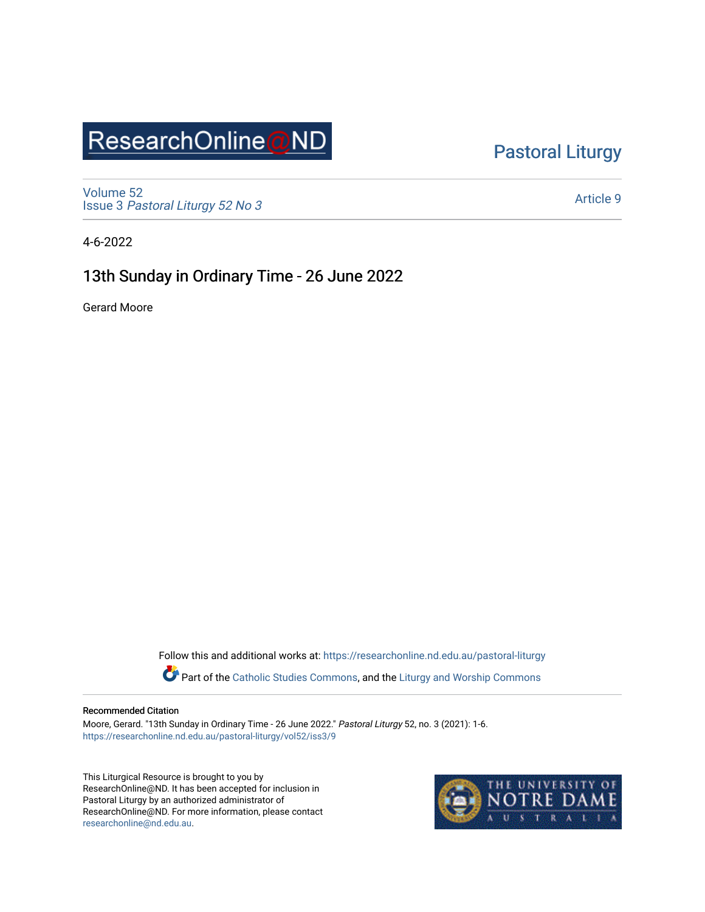ResearchOnline@ND

Pastoral Liturgy

Volume 52
Issue 3 *Pastoral Liturgy 52 No 3*

Article 9

4-6-2022

# 13th Sunday in Ordinary Time - 26 June 2022

Gerard Moore

Follow this and additional works at: https://researchonline.nd.edu.au/pastoral-liturgy

Part of the Catholic Studies Commons, and the Liturgy and Worship Commons

### Recommended Citation

Moore, Gerard. "13th Sunday in Ordinary Time - 26 June 2022." *Pastoral Liturgy* 52, no. 3 (2021): 1-6.
https://researchonline.nd.edu.au/pastoral-liturgy/vol52/iss3/9

This Liturgical Resource is brought to you by ResearchOnline@ND. It has been accepted for inclusion in Pastoral Liturgy by an authorized administrator of ResearchOnline@ND. For more information, please contact researchonline@nd.edu.au.

THE UNIVERSITY OF NOTRE DAME AUSTRALIA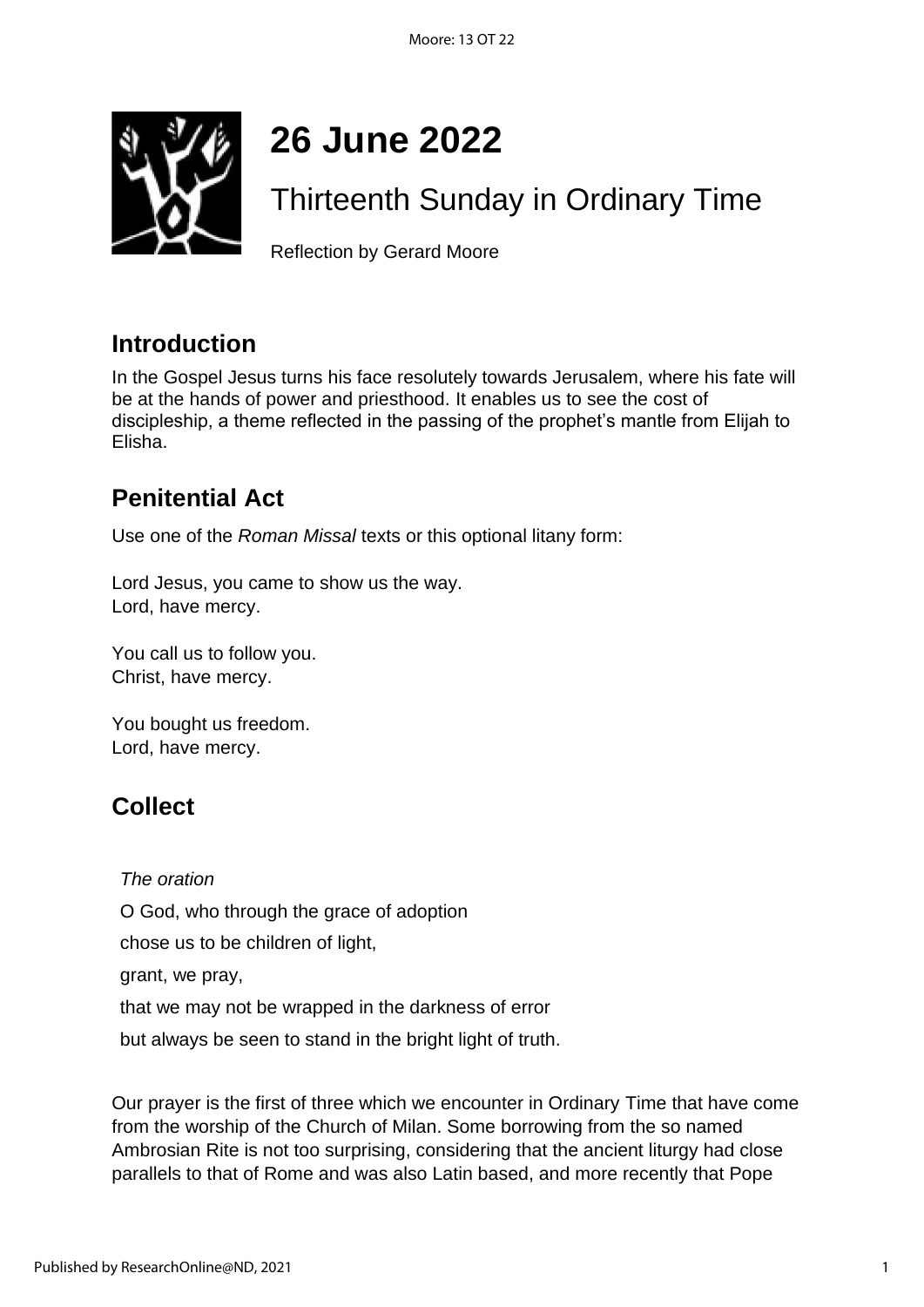# 26 June 2022

## Thirteenth Sunday in Ordinary Time

Reflection by Gerard Moore

## Introduction

In the Gospel Jesus turns his face resolutely towards Jerusalem, where his fate will be at the hands of power and priesthood. It enables us to see the cost of discipleship, a theme reflected in the passing of the prophet's mantle from Elijah to Elisha.

## Penitential Act

Use one of the *Roman Missal* texts or this optional litany form:

Lord Jesus, you came to show us the way.
Lord, have mercy.

You call us to follow you.
Christ, have mercy.

You bought us freedom.
Lord, have mercy.

## Collect

*The oration*

O God, who through the grace of adoption

chose us to be children of light,

grant, we pray,

that we may not be wrapped in the darkness of error

but always be seen to stand in the bright light of truth.

Our prayer is the first of three which we encounter in Ordinary Time that have come from the worship of the Church of Milan. Some borrowing from the so named Ambrosian Rite is not too surprising, considering that the ancient liturgy had close parallels to that of Rome and was also Latin based, and more recently that Pope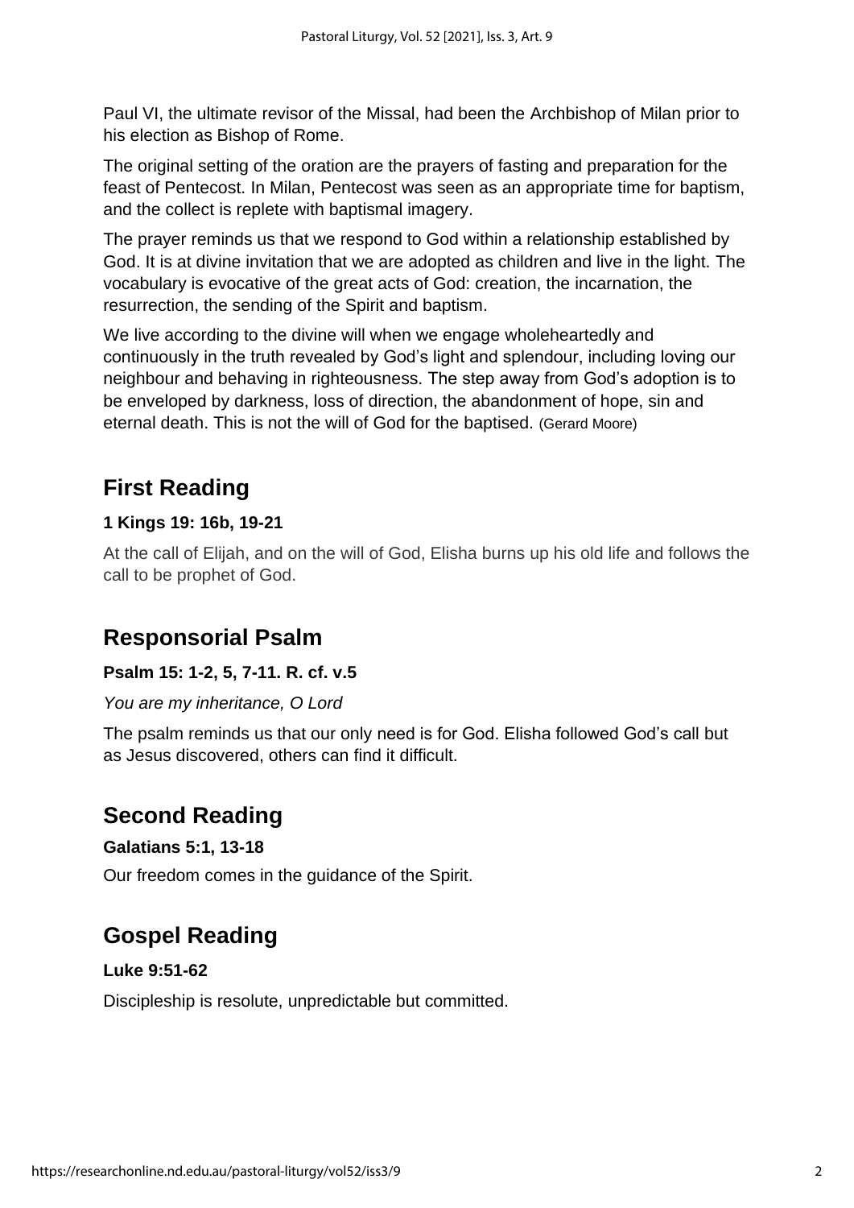Paul VI, the ultimate revisor of the Missal, had been the Archbishop of Milan prior to his election as Bishop of Rome.

The original setting of the oration are the prayers of fasting and preparation for the feast of Pentecost. In Milan, Pentecost was seen as an appropriate time for baptism, and the collect is replete with baptismal imagery.

The prayer reminds us that we respond to God within a relationship established by God. It is at divine invitation that we are adopted as children and live in the light. The vocabulary is evocative of the great acts of God: creation, the incarnation, the resurrection, the sending of the Spirit and baptism.

We live according to the divine will when we engage wholeheartedly and continuously in the truth revealed by God's light and splendour, including loving our neighbour and behaving in righteousness. The step away from God's adoption is to be enveloped by darkness, loss of direction, the abandonment of hope, sin and eternal death. This is not the will of God for the baptised. (Gerard Moore)

## First Reading

**1 Kings 19: 16b, 19-21**

At the call of Elijah, and on the will of God, Elisha burns up his old life and follows the call to be prophet of God.

## Responsorial Psalm

**Psalm 15: 1-2, 5, 7-11. R. cf. v.5**

*You are my inheritance, O Lord*

The psalm reminds us that our only need is for God. Elisha followed God's call but as Jesus discovered, others can find it difficult.

## Second Reading

**Galatians 5:1, 13-18**

Our freedom comes in the guidance of the Spirit.

## Gospel Reading

**Luke 9:51-62**

Discipleship is resolute, unpredictable but committed.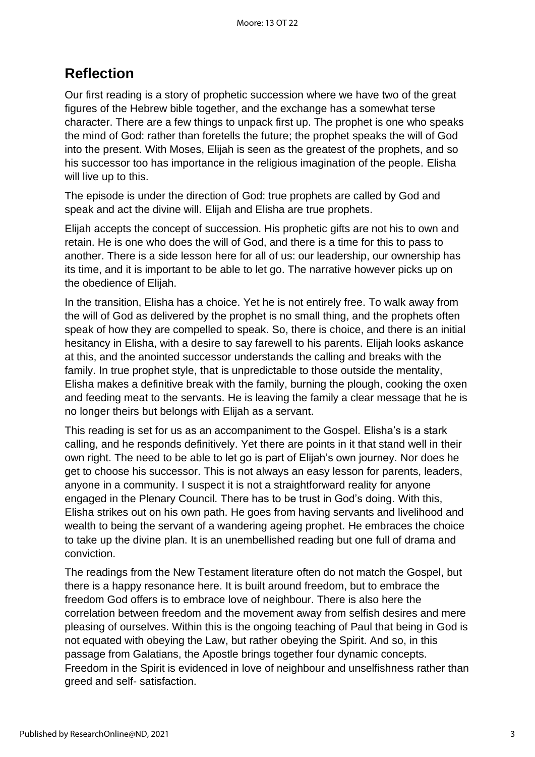## Reflection

Our first reading is a story of prophetic succession where we have two of the great figures of the Hebrew bible together, and the exchange has a somewhat terse character. There are a few things to unpack first up. The prophet is one who speaks the mind of God: rather than foretells the future; the prophet speaks the will of God into the present. With Moses, Elijah is seen as the greatest of the prophets, and so his successor too has importance in the religious imagination of the people. Elisha will live up to this.

The episode is under the direction of God: true prophets are called by God and speak and act the divine will. Elijah and Elisha are true prophets.

Elijah accepts the concept of succession. His prophetic gifts are not his to own and retain. He is one who does the will of God, and there is a time for this to pass to another. There is a side lesson here for all of us: our leadership, our ownership has its time, and it is important to be able to let go. The narrative however picks up on the obedience of Elijah.

In the transition, Elisha has a choice. Yet he is not entirely free. To walk away from the will of God as delivered by the prophet is no small thing, and the prophets often speak of how they are compelled to speak. So, there is choice, and there is an initial hesitancy in Elisha, with a desire to say farewell to his parents. Elijah looks askance at this, and the anointed successor understands the calling and breaks with the family. In true prophet style, that is unpredictable to those outside the mentality, Elisha makes a definitive break with the family, burning the plough, cooking the oxen and feeding meat to the servants. He is leaving the family a clear message that he is no longer theirs but belongs with Elijah as a servant.

This reading is set for us as an accompaniment to the Gospel. Elisha's is a stark calling, and he responds definitively. Yet there are points in it that stand well in their own right. The need to be able to let go is part of Elijah's own journey. Nor does he get to choose his successor. This is not always an easy lesson for parents, leaders, anyone in a community. I suspect it is not a straightforward reality for anyone engaged in the Plenary Council. There has to be trust in God's doing. With this, Elisha strikes out on his own path. He goes from having servants and livelihood and wealth to being the servant of a wandering ageing prophet. He embraces the choice to take up the divine plan. It is an unembellished reading but one full of drama and conviction.

The readings from the New Testament literature often do not match the Gospel, but there is a happy resonance here. It is built around freedom, but to embrace the freedom God offers is to embrace love of neighbour. There is also here the correlation between freedom and the movement away from selfish desires and mere pleasing of ourselves. Within this is the ongoing teaching of Paul that being in God is not equated with obeying the Law, but rather obeying the Spirit. And so, in this passage from Galatians, the Apostle brings together four dynamic concepts. Freedom in the Spirit is evidenced in love of neighbour and unselfishness rather than greed and self- satisfaction.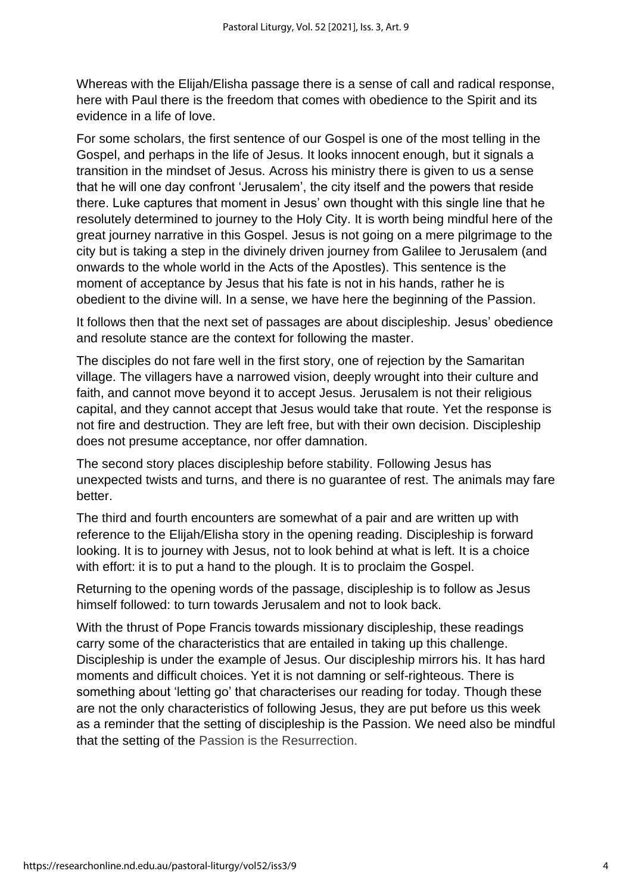Whereas with the Elijah/Elisha passage there is a sense of call and radical response, here with Paul there is the freedom that comes with obedience to the Spirit and its evidence in a life of love.

For some scholars, the first sentence of our Gospel is one of the most telling in the Gospel, and perhaps in the life of Jesus. It looks innocent enough, but it signals a transition in the mindset of Jesus. Across his ministry there is given to us a sense that he will one day confront 'Jerusalem', the city itself and the powers that reside there. Luke captures that moment in Jesus' own thought with this single line that he resolutely determined to journey to the Holy City. It is worth being mindful here of the great journey narrative in this Gospel. Jesus is not going on a mere pilgrimage to the city but is taking a step in the divinely driven journey from Galilee to Jerusalem (and onwards to the whole world in the Acts of the Apostles). This sentence is the moment of acceptance by Jesus that his fate is not in his hands, rather he is obedient to the divine will. In a sense, we have here the beginning of the Passion.

It follows then that the next set of passages are about discipleship. Jesus' obedience and resolute stance are the context for following the master.

The disciples do not fare well in the first story, one of rejection by the Samaritan village. The villagers have a narrowed vision, deeply wrought into their culture and faith, and cannot move beyond it to accept Jesus. Jerusalem is not their religious capital, and they cannot accept that Jesus would take that route. Yet the response is not fire and destruction. They are left free, but with their own decision. Discipleship does not presume acceptance, nor offer damnation.

The second story places discipleship before stability. Following Jesus has unexpected twists and turns, and there is no guarantee of rest. The animals may fare better.

The third and fourth encounters are somewhat of a pair and are written up with reference to the Elijah/Elisha story in the opening reading. Discipleship is forward looking. It is to journey with Jesus, not to look behind at what is left. It is a choice with effort: it is to put a hand to the plough. It is to proclaim the Gospel.

Returning to the opening words of the passage, discipleship is to follow as Jesus himself followed: to turn towards Jerusalem and not to look back.

With the thrust of Pope Francis towards missionary discipleship, these readings carry some of the characteristics that are entailed in taking up this challenge. Discipleship is under the example of Jesus. Our discipleship mirrors his. It has hard moments and difficult choices. Yet it is not damning or self-righteous. There is something about 'letting go' that characterises our reading for today. Though these are not the only characteristics of following Jesus, they are put before us this week as a reminder that the setting of discipleship is the Passion. We need also be mindful that the setting of the Passion is the Resurrection.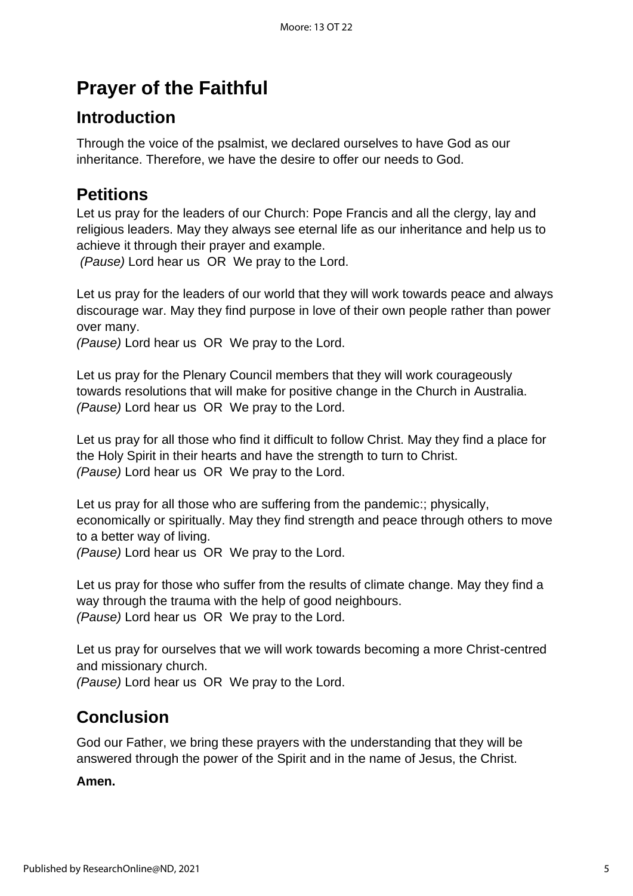# Prayer of the Faithful

## Introduction

Through the voice of the psalmist, we declared ourselves to have God as our inheritance. Therefore, we have the desire to offer our needs to God.

## Petitions

Let us pray for the leaders of our Church: Pope Francis and all the clergy, lay and religious leaders. May they always see eternal life as our inheritance and help us to achieve it through their prayer and example.
*(Pause)* Lord hear us OR We pray to the Lord.

Let us pray for the leaders of our world that they will work towards peace and always discourage war. May they find purpose in love of their own people rather than power over many.
*(Pause)* Lord hear us OR We pray to the Lord.

Let us pray for the Plenary Council members that they will work courageously towards resolutions that will make for positive change in the Church in Australia.
*(Pause)* Lord hear us OR We pray to the Lord.

Let us pray for all those who find it difficult to follow Christ. May they find a place for the Holy Spirit in their hearts and have the strength to turn to Christ.
*(Pause)* Lord hear us OR We pray to the Lord.

Let us pray for all those who are suffering from the pandemic:; physically, economically or spiritually. May they find strength and peace through others to move to a better way of living.
*(Pause)* Lord hear us OR We pray to the Lord.

Let us pray for those who suffer from the results of climate change. May they find a way through the trauma with the help of good neighbours.
*(Pause)* Lord hear us OR We pray to the Lord.

Let us pray for ourselves that we will work towards becoming a more Christ-centred and missionary church.
*(Pause)* Lord hear us OR We pray to the Lord.

## Conclusion

God our Father, we bring these prayers with the understanding that they will be answered through the power of the Spirit and in the name of Jesus, the Christ.

**Amen.**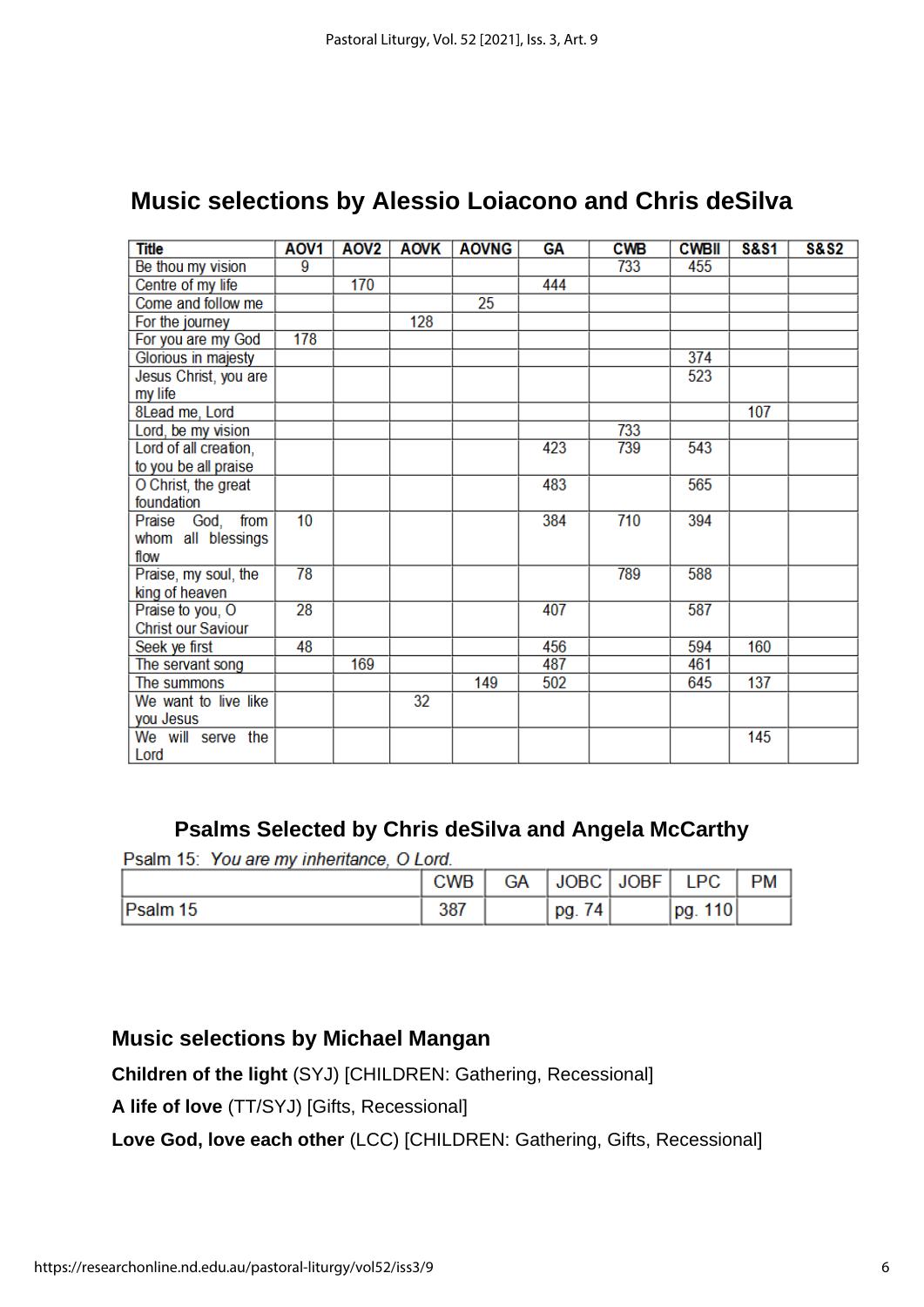## Music selections by Alessio Loiacono and Chris deSilva

| Title | AOV1 | AOV2 | AOVK | AOVNG | GA | CWB | CWBII | S&S1 | S&S2 |
|---|---|---|---|---|---|---|---|---|---|
| Be thou my vision | 9 | | | | | 733 | 455 | | |
| Centre of my life | | 170 | | | 444 | | | | |
| Come and follow me | | | | 25 | | | | | |
| For the journey | | | 128 | | | | | | |
| For you are my God | 178 | | | | | | | | |
| Glorious in majesty | | | | | | | 374 | | |
| Jesus Christ, you are my life | | | | | | | 523 | | |
| 8Lead me, Lord | | | | | | | | 107 | |
| Lord, be my vision | | | | | | 733 | | | |
| Lord of all creation, to you be all praise | | | | | 423 | 739 | 543 | | |
| O Christ, the great foundation | | | | | 483 | | 565 | | |
| Praise God, from whom all blessings flow | 10 | | | | 384 | 710 | 394 | | |
| Praise, my soul, the king of heaven | 78 | | | | | 789 | 588 | | |
| Praise to you, O Christ our Saviour | 28 | | | | 407 | | 587 | | |
| Seek ye first | 48 | | | | 456 | | 594 | 160 | |
| The servant song | | 169 | | | 487 | | 461 | | |
| The summons | | | | 149 | 502 | | 645 | 137 | |
| We want to live like you Jesus | | | 32 | | | | | | |
| We will serve the Lord | | | | | | | | 145 | |

## Psalms Selected by Chris deSilva and Angela McCarthy

Psalm 15: *You are my inheritance, O Lord.*

| | CWB | GA | JOBC | JOBF | LPC | PM |
|---|---|---|---|---|---|---|
| Psalm 15 | 387 | | pg. 74 | | pg. 110 | |

## Music selections by Michael Mangan

**Children of the light** (SYJ) [CHILDREN: Gathering, Recessional]

**A life of love** (TT/SYJ) [Gifts, Recessional]

**Love God, love each other** (LCC) [CHILDREN: Gathering, Gifts, Recessional]